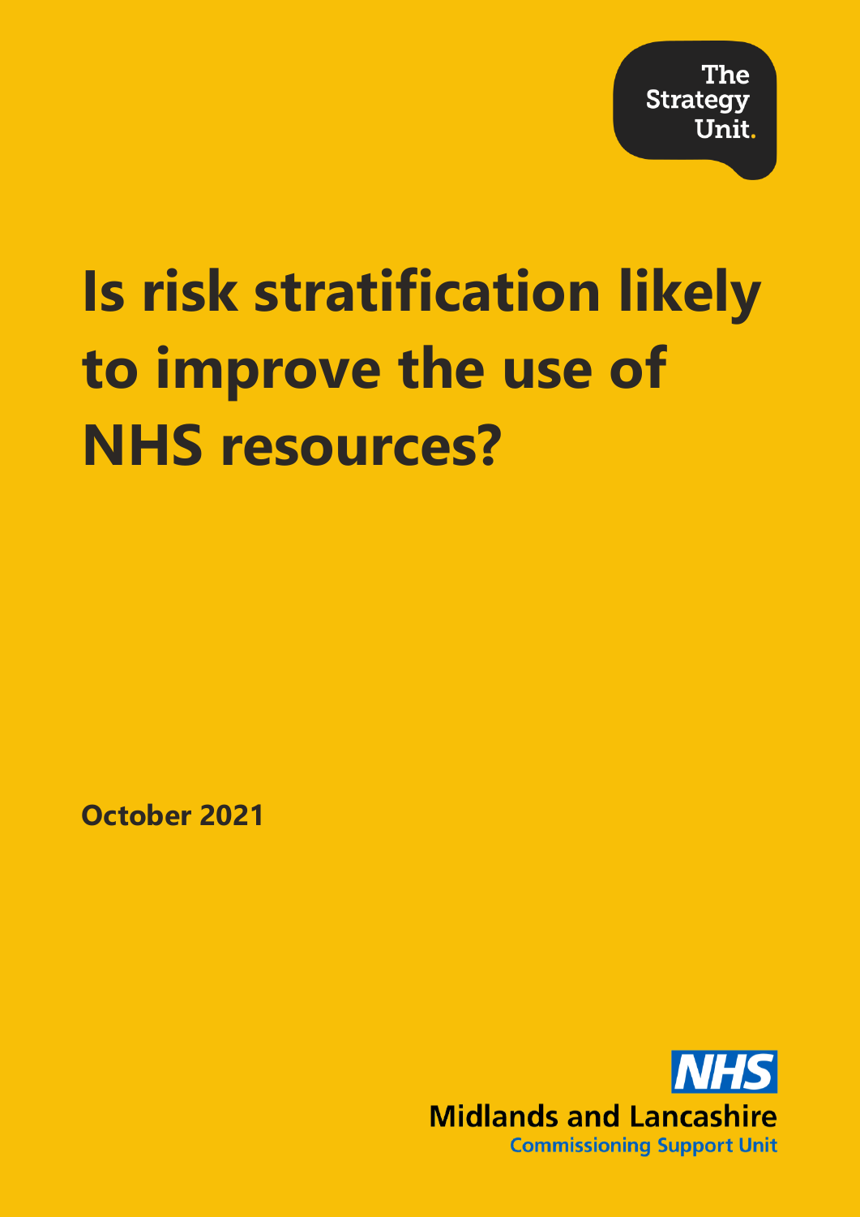The Strategy Unit.

# Is risk stratification likely to improve the use of NHS resources?

**October 2021**

NHS Midlands and Lancashire Commissioning Support Unit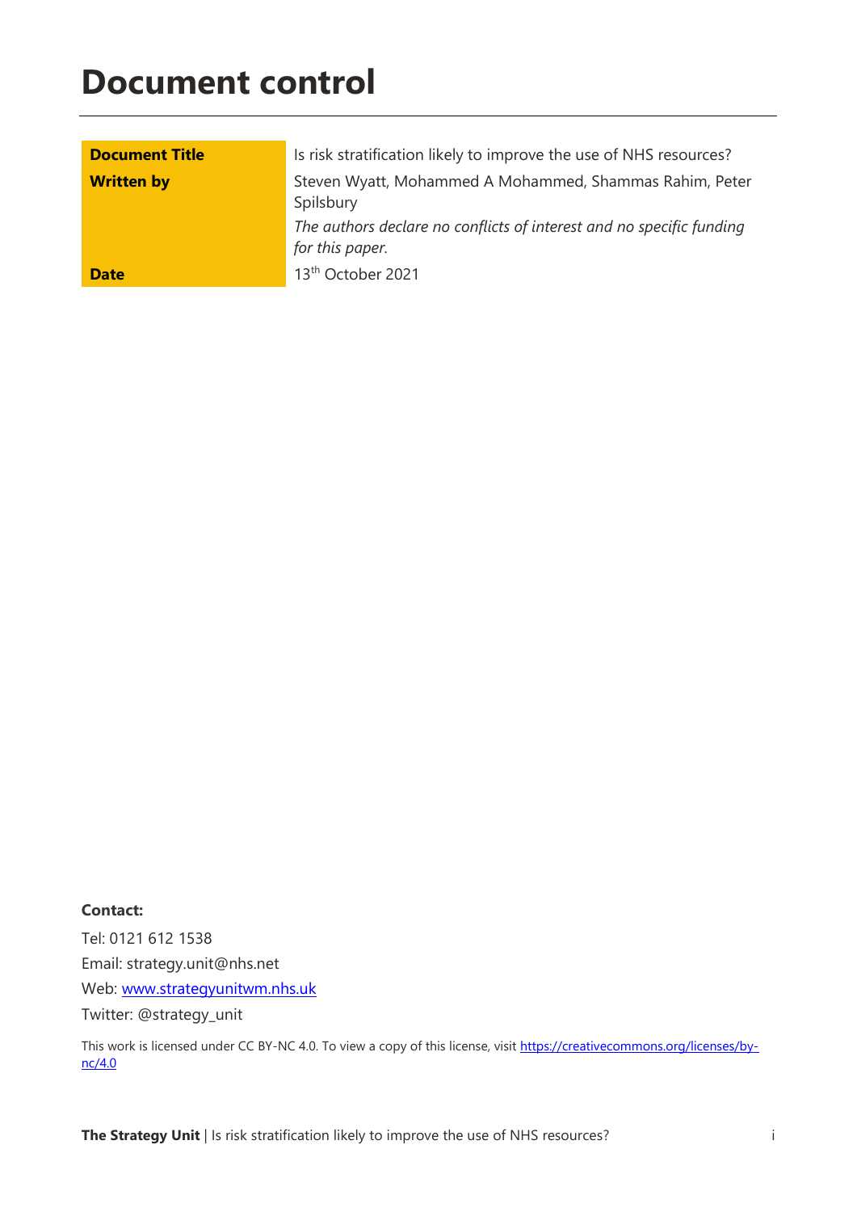# Document control

| | |
|---|---|
| **Document Title** | Is risk stratification likely to improve the use of NHS resources? |
| **Written by** | Steven Wyatt, Mohammed A Mohammed, Shammas Rahim, Peter Spilsbury<br>*The authors declare no conflicts of interest and no specific funding for this paper.* |
| **Date** | 13th October 2021 |

**Contact:**

Tel: 0121 612 1538

Email: strategy.unit@nhs.net

Web: [www.strategyunitwm.nhs.uk](http://www.strategyunitwm.nhs.uk)

Twitter: @strategy_unit

This work is licensed under CC BY-NC 4.0. To view a copy of this license, visit [https://creativecommons.org/licenses/by-nc/4.0](https://creativecommons.org/licenses/by-nc/4.0)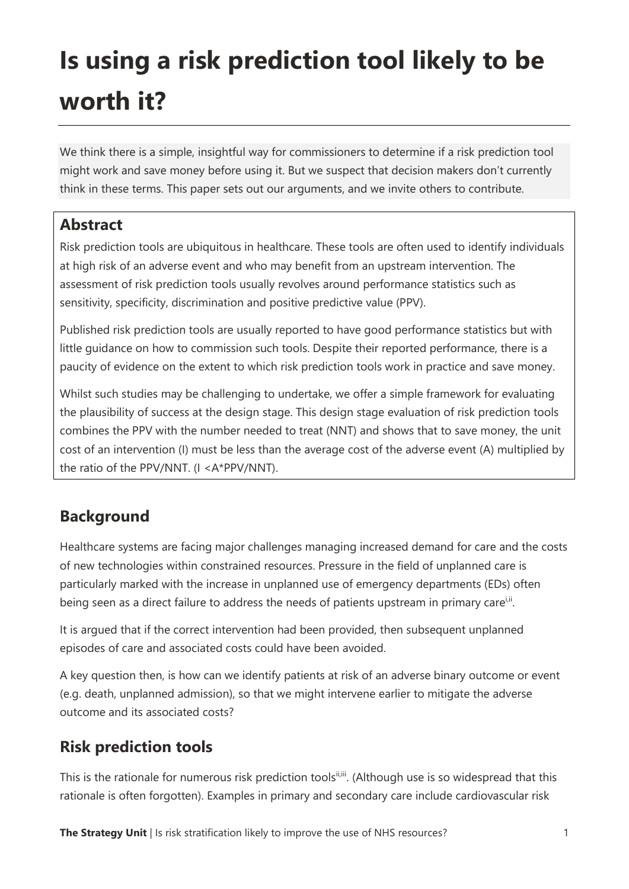# Is using a risk prediction tool likely to be worth it?

We think there is a simple, insightful way for commissioners to determine if a risk prediction tool might work and save money before using it. But we suspect that decision makers don't currently think in these terms. This paper sets out our arguments, and we invite others to contribute.

## Abstract

Risk prediction tools are ubiquitous in healthcare. These tools are often used to identify individuals at high risk of an adverse event and who may benefit from an upstream intervention. The assessment of risk prediction tools usually revolves around performance statistics such as sensitivity, specificity, discrimination and positive predictive value (PPV).

Published risk prediction tools are usually reported to have good performance statistics but with little guidance on how to commission such tools. Despite their reported performance, there is a paucity of evidence on the extent to which risk prediction tools work in practice and save money.

Whilst such studies may be challenging to undertake, we offer a simple framework for evaluating the plausibility of success at the design stage. This design stage evaluation of risk prediction tools combines the PPV with the number needed to treat (NNT) and shows that to save money, the unit cost of an intervention (I) must be less than the average cost of the adverse event (A) multiplied by the ratio of the PPV/NNT. ($I < A*PPV/NNT$).

## Background

Healthcare systems are facing major challenges managing increased demand for care and the costs of new technologies within constrained resources. Pressure in the field of unplanned care is particularly marked with the increase in unplanned use of emergency departments (EDs) often being seen as a direct failure to address the needs of patients upstream in primary care[i,ii].

It is argued that if the correct intervention had been provided, then subsequent unplanned episodes of care and associated costs could have been avoided.

A key question then, is how can we identify patients at risk of an adverse binary outcome or event (e.g. death, unplanned admission), so that we might intervene earlier to mitigate the adverse outcome and its associated costs?

## Risk prediction tools

This is the rationale for numerous risk prediction tools[ii,iii]. (Although use is so widespread that this rationale is often forgotten). Examples in primary and secondary care include cardiovascular risk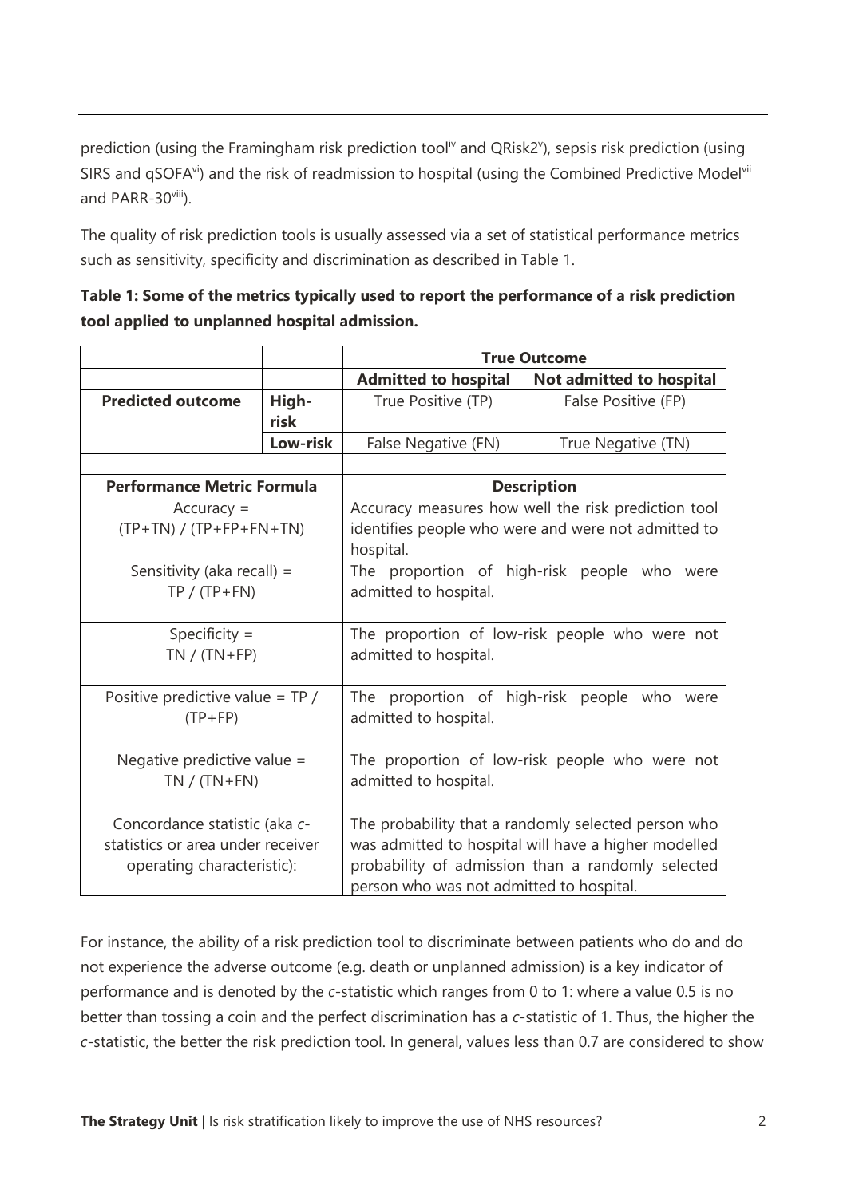prediction (using the Framingham risk prediction tool[iv] and QRisk2[v]), sepsis risk prediction (using SIRS and qSOFA[vi]) and the risk of readmission to hospital (using the Combined Predictive Model[vii] and PARR-30[viii]).

The quality of risk prediction tools is usually assessed via a set of statistical performance metrics such as sensitivity, specificity and discrimination as described in Table 1.

**Table 1: Some of the metrics typically used to report the performance of a risk prediction tool applied to unplanned hospital admission.**

| | | **True Outcome** | |
|---|---|---|---|
| | | **Admitted to hospital** | **Not admitted to hospital** |
| **Predicted outcome** | **High-risk** | True Positive (TP) | False Positive (FP) |
| | **Low-risk** | False Negative (FN) | True Negative (TN) |

| **Performance Metric Formula** | **Description** |
|---|---|
| Accuracy = (TP+TN) / (TP+FP+FN+TN) | Accuracy measures how well the risk prediction tool identifies people who were and were not admitted to hospital. |
| Sensitivity (aka recall) = TP / (TP+FN) | The proportion of high-risk people who were admitted to hospital. |
| Specificity = TN / (TN+FP) | The proportion of low-risk people who were not admitted to hospital. |
| Positive predictive value = TP / (TP+FP) | The proportion of high-risk people who were admitted to hospital. |
| Negative predictive value = TN / (TN+FN) | The proportion of low-risk people who were not admitted to hospital. |
| Concordance statistic (aka *c*-statistics or area under receiver operating characteristic): | The probability that a randomly selected person who was admitted to hospital will have a higher modelled probability of admission than a randomly selected person who was not admitted to hospital. |

For instance, the ability of a risk prediction tool to discriminate between patients who do and do not experience the adverse outcome (e.g. death or unplanned admission) is a key indicator of performance and is denoted by the *c*-statistic which ranges from 0 to 1: where a value 0.5 is no better than tossing a coin and the perfect discrimination has a *c*-statistic of 1. Thus, the higher the *c*-statistic, the better the risk prediction tool. In general, values less than 0.7 are considered to show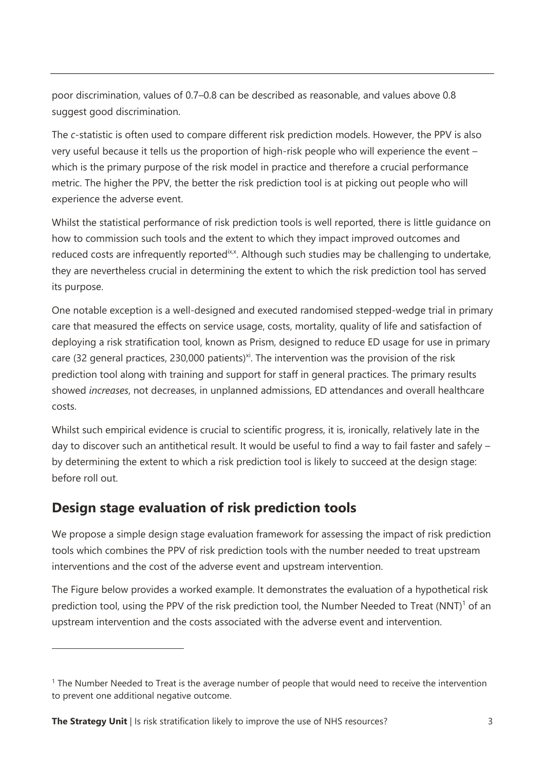poor discrimination, values of 0.7–0.8 can be described as reasonable, and values above 0.8 suggest good discrimination.

The *c*-statistic is often used to compare different risk prediction models. However, the PPV is also very useful because it tells us the proportion of high-risk people who will experience the event – which is the primary purpose of the risk model in practice and therefore a crucial performance metric. The higher the PPV, the better the risk prediction tool is at picking out people who will experience the adverse event.

Whilst the statistical performance of risk prediction tools is well reported, there is little guidance on how to commission such tools and the extent to which they impact improved outcomes and reduced costs are infrequently reported[ix,x]. Although such studies may be challenging to undertake, they are nevertheless crucial in determining the extent to which the risk prediction tool has served its purpose.

One notable exception is a well-designed and executed randomised stepped-wedge trial in primary care that measured the effects on service usage, costs, mortality, quality of life and satisfaction of deploying a risk stratification tool, known as Prism, designed to reduce ED usage for use in primary care (32 general practices, 230,000 patients)[xi]. The intervention was the provision of the risk prediction tool along with training and support for staff in general practices. The primary results showed *increases*, not decreases, in unplanned admissions, ED attendances and overall healthcare costs.

Whilst such empirical evidence is crucial to scientific progress, it is, ironically, relatively late in the day to discover such an antithetical result. It would be useful to find a way to fail faster and safely – by determining the extent to which a risk prediction tool is likely to succeed at the design stage: before roll out.

## Design stage evaluation of risk prediction tools

We propose a simple design stage evaluation framework for assessing the impact of risk prediction tools which combines the PPV of risk prediction tools with the number needed to treat upstream interventions and the cost of the adverse event and upstream intervention.

The Figure below provides a worked example. It demonstrates the evaluation of a hypothetical risk prediction tool, using the PPV of the risk prediction tool, the Number Needed to Treat (NNT)[1] of an upstream intervention and the costs associated with the adverse event and intervention.

[1] The Number Needed to Treat is the average number of people that would need to receive the intervention to prevent one additional negative outcome.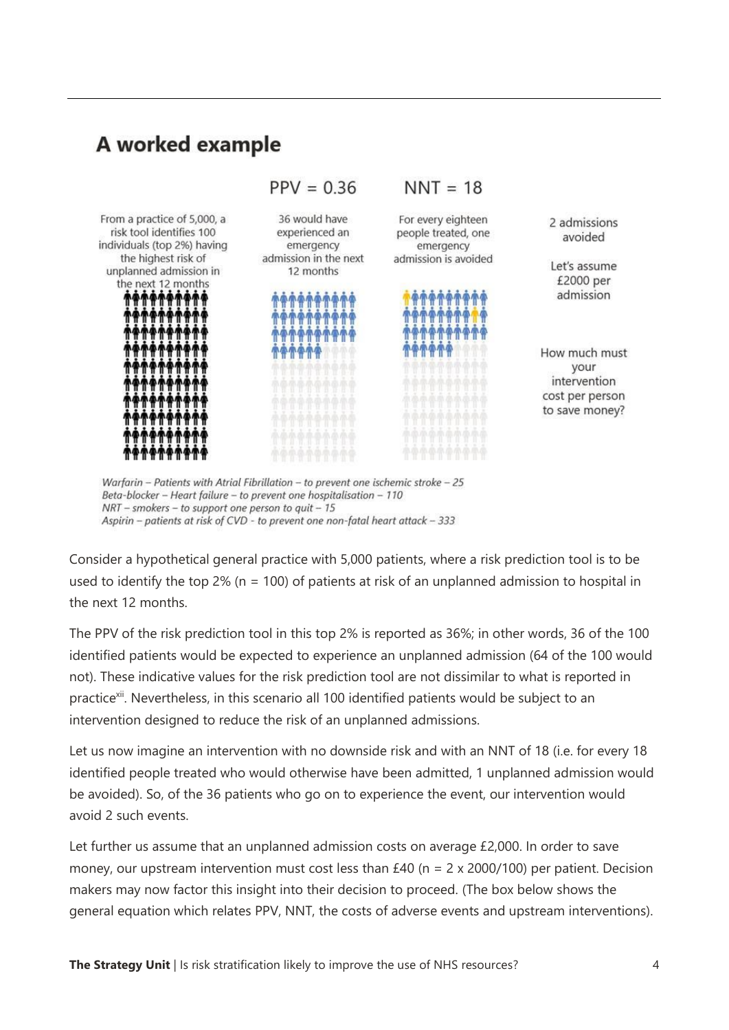## A worked example

PPV = 0.36

NNT = 18

From a practice of 5,000, a risk tool identifies 100 individuals (top 2%) having the highest risk of unplanned admission in the next 12 months

36 would have experienced an emergency admission in the next 12 months

For every eighteen people treated, one emergency admission is avoided

2 admissions avoided

Let's assume £2000 per admission

How much must your intervention cost per person to save money?

*Warfarin – Patients with Atrial Fibrillation – to prevent one ischemic stroke – 25*
*Beta-blocker – Heart failure – to prevent one hospitalisation – 110*
*NRT – smokers – to support one person to quit – 15*
*Aspirin – patients at risk of CVD - to prevent one non-fatal heart attack – 333*

Consider a hypothetical general practice with 5,000 patients, where a risk prediction tool is to be used to identify the top 2% (n = 100) of patients at risk of an unplanned admission to hospital in the next 12 months.

The PPV of the risk prediction tool in this top 2% is reported as 36%; in other words, 36 of the 100 identified patients would be expected to experience an unplanned admission (64 of the 100 would not). These indicative values for the risk prediction tool are not dissimilar to what is reported in practice[xii]. Nevertheless, in this scenario all 100 identified patients would be subject to an intervention designed to reduce the risk of an unplanned admissions.

Let us now imagine an intervention with no downside risk and with an NNT of 18 (i.e. for every 18 identified people treated who would otherwise have been admitted, 1 unplanned admission would be avoided). So, of the 36 patients who go on to experience the event, our intervention would avoid 2 such events.

Let further us assume that an unplanned admission costs on average £2,000. In order to save money, our upstream intervention must cost less than £40 (n = 2 x 2000/100) per patient. Decision makers may now factor this insight into their decision to proceed. (The box below shows the general equation which relates PPV, NNT, the costs of adverse events and upstream interventions).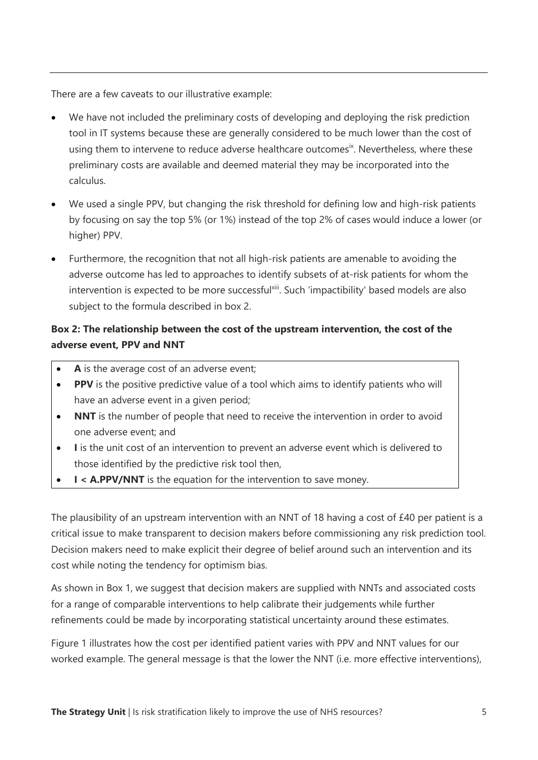There are a few caveats to our illustrative example:

- We have not included the preliminary costs of developing and deploying the risk prediction tool in IT systems because these are generally considered to be much lower than the cost of using them to intervene to reduce adverse healthcare outcomes[ix]. Nevertheless, where these preliminary costs are available and deemed material they may be incorporated into the calculus.
- We used a single PPV, but changing the risk threshold for defining low and high-risk patients by focusing on say the top 5% (or 1%) instead of the top 2% of cases would induce a lower (or higher) PPV.
- Furthermore, the recognition that not all high-risk patients are amenable to avoiding the adverse outcome has led to approaches to identify subsets of at-risk patients for whom the intervention is expected to be more successful[xiii]. Such 'impactibility' based models are also subject to the formula described in box 2.

**Box 2: The relationship between the cost of the upstream intervention, the cost of the adverse event, PPV and NNT**

- **A** is the average cost of an adverse event;
- **PPV** is the positive predictive value of a tool which aims to identify patients who will have an adverse event in a given period;
- **NNT** is the number of people that need to receive the intervention in order to avoid one adverse event; and
- **I** is the unit cost of an intervention to prevent an adverse event which is delivered to those identified by the predictive risk tool then,
- $I < A.PPV/NNT$ is the equation for the intervention to save money.

The plausibility of an upstream intervention with an NNT of 18 having a cost of £40 per patient is a critical issue to make transparent to decision makers before commissioning any risk prediction tool. Decision makers need to make explicit their degree of belief around such an intervention and its cost while noting the tendency for optimism bias.

As shown in Box 1, we suggest that decision makers are supplied with NNTs and associated costs for a range of comparable interventions to help calibrate their judgements while further refinements could be made by incorporating statistical uncertainty around these estimates.

Figure 1 illustrates how the cost per identified patient varies with PPV and NNT values for our worked example. The general message is that the lower the NNT (i.e. more effective interventions),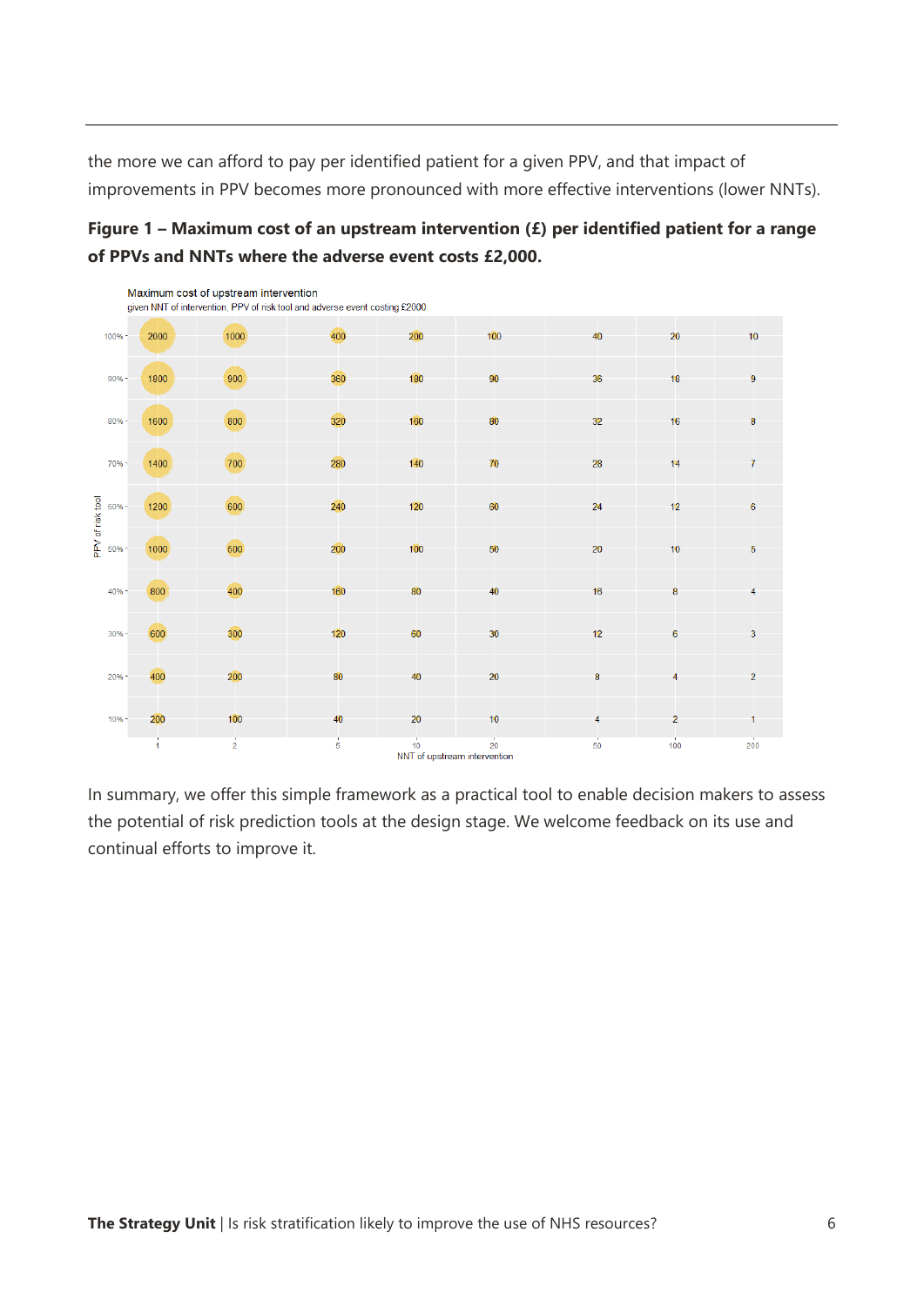the more we can afford to pay per identified patient for a given PPV, and that impact of improvements in PPV becomes more pronounced with more effective interventions (lower NNTs).

**Figure 1 – Maximum cost of an upstream intervention (£) per identified patient for a range of PPVs and NNTs where the adverse event costs £2,000.**

Maximum cost of upstream intervention
given NNT of intervention, PPV of risk tool and adverse event costing £2000

| PPV of risk tool | NNT 1 | NNT 2 | NNT 5 | NNT 10 | NNT 20 | NNT 50 | NNT 100 | NNT 200 |
|---|---|---|---|---|---|---|---|---|
| 100% | 2000 | 1000 | 400 | 200 | 100 | 40 | 20 | 10 |
| 90% | 1800 | 900 | 360 | 180 | 90 | 36 | 18 | 9 |
| 80% | 1600 | 800 | 320 | 160 | 80 | 32 | 16 | 8 |
| 70% | 1400 | 700 | 280 | 140 | 70 | 28 | 14 | 7 |
| 60% | 1200 | 600 | 240 | 120 | 60 | 24 | 12 | 6 |
| 50% | 1000 | 500 | 200 | 100 | 50 | 20 | 10 | 5 |
| 40% | 800 | 400 | 160 | 80 | 40 | 16 | 8 | 4 |
| 30% | 600 | 300 | 120 | 60 | 30 | 12 | 6 | 3 |
| 20% | 400 | 200 | 80 | 40 | 20 | 8 | 4 | 2 |
| 10% | 200 | 100 | 40 | 20 | 10 | 4 | 2 | 1 |

NNT of upstream intervention

In summary, we offer this simple framework as a practical tool to enable decision makers to assess the potential of risk prediction tools at the design stage. We welcome feedback on its use and continual efforts to improve it.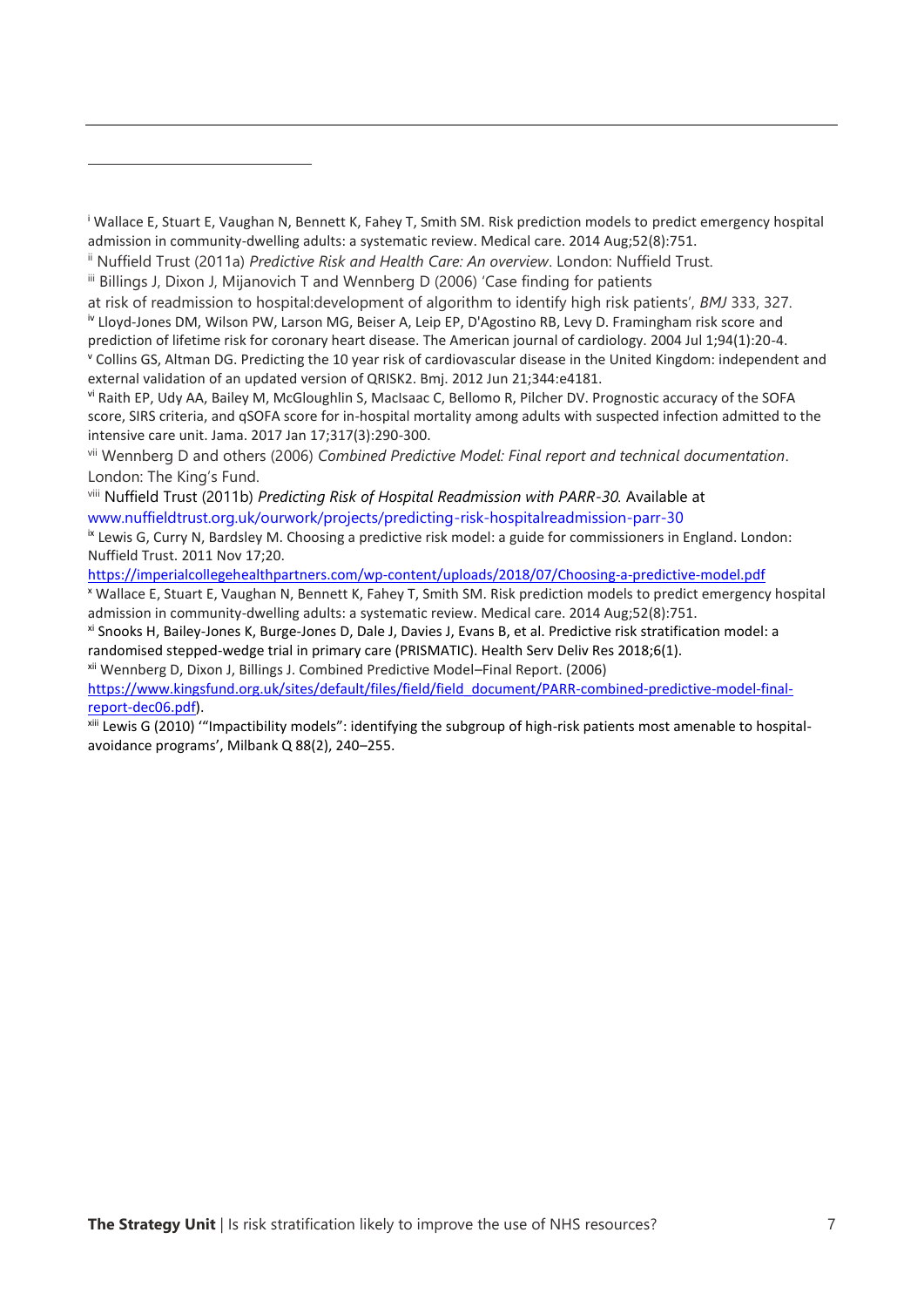[i] Wallace E, Stuart E, Vaughan N, Bennett K, Fahey T, Smith SM. Risk prediction models to predict emergency hospital admission in community-dwelling adults: a systematic review. Medical care. 2014 Aug;52(8):751.

[ii] Nuffield Trust (2011a) *Predictive Risk and Health Care: An overview*. London: Nuffield Trust.

[iii] Billings J, Dixon J, Mijanovich T and Wennberg D (2006) 'Case finding for patients at risk of readmission to hospital:development of algorithm to identify high risk patients', *BMJ* 333, 327.

[iv] Lloyd-Jones DM, Wilson PW, Larson MG, Beiser A, Leip EP, D'Agostino RB, Levy D. Framingham risk score and prediction of lifetime risk for coronary heart disease. The American journal of cardiology. 2004 Jul 1;94(1):20-4.

[v] Collins GS, Altman DG. Predicting the 10 year risk of cardiovascular disease in the United Kingdom: independent and external validation of an updated version of QRISK2. Bmj. 2012 Jun 21;344:e4181.

[vi] Raith EP, Udy AA, Bailey M, McGloughlin S, MacIsaac C, Bellomo R, Pilcher DV. Prognostic accuracy of the SOFA score, SIRS criteria, and qSOFA score for in-hospital mortality among adults with suspected infection admitted to the intensive care unit. Jama. 2017 Jan 17;317(3):290-300.

[vii] Wennberg D and others (2006) *Combined Predictive Model: Final report and technical documentation*. London: The King's Fund.

[viii] Nuffield Trust (2011b) *Predicting Risk of Hospital Readmission with PARR-30.* Available at www.nuffieldtrust.org.uk/ourwork/projects/predicting-risk-hospitalreadmission-parr-30

[ix] Lewis G, Curry N, Bardsley M. Choosing a predictive risk model: a guide for commissioners in England. London: Nuffield Trust. 2011 Nov 17;20. https://imperialcollegehealthpartners.com/wp-content/uploads/2018/07/Choosing-a-predictive-model.pdf

[x] Wallace E, Stuart E, Vaughan N, Bennett K, Fahey T, Smith SM. Risk prediction models to predict emergency hospital admission in community-dwelling adults: a systematic review. Medical care. 2014 Aug;52(8):751.

[xi] Snooks H, Bailey-Jones K, Burge-Jones D, Dale J, Davies J, Evans B, et al. Predictive risk stratification model: a randomised stepped-wedge trial in primary care (PRISMATIC). Health Serv Deliv Res 2018;6(1).

[xii] Wennberg D, Dixon J, Billings J. Combined Predictive Model–Final Report. (2006) https://www.kingsfund.org.uk/sites/default/files/field/field_document/PARR-combined-predictive-model-final-report-dec06.pdf).

[xiii] Lewis G (2010) '"Impactibility models": identifying the subgroup of high-risk patients most amenable to hospital-avoidance programs', Milbank Q 88(2), 240–255.